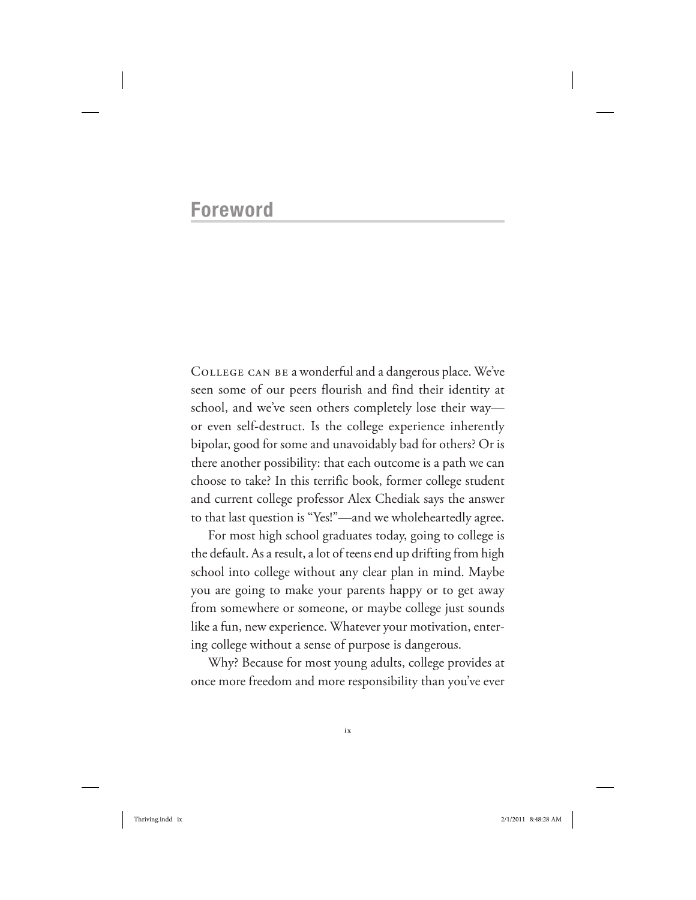# Foreword

College can be a wonderful and a dangerous place. We've seen some of our peers flourish and find their identity at school, and we've seen others completely lose their way—or even self-destruct. Is the college experience inherently bipolar, good for some and unavoidably bad for others? Or is there another possibility: that each outcome is a path we can choose to take? In this terrific book, former college student and current college professor Alex Chediak says the answer to that last question is "Yes!"—and we wholeheartedly agree.

For most high school graduates today, going to college is the default. As a result, a lot of teens end up drifting from high school into college without any clear plan in mind. Maybe you are going to make your parents happy or to get away from somewhere or someone, or maybe college just sounds like a fun, new experience. Whatever your motivation, entering college without a sense of purpose is dangerous.

Why? Because for most young adults, college provides at once more freedom and more responsibility than you've ever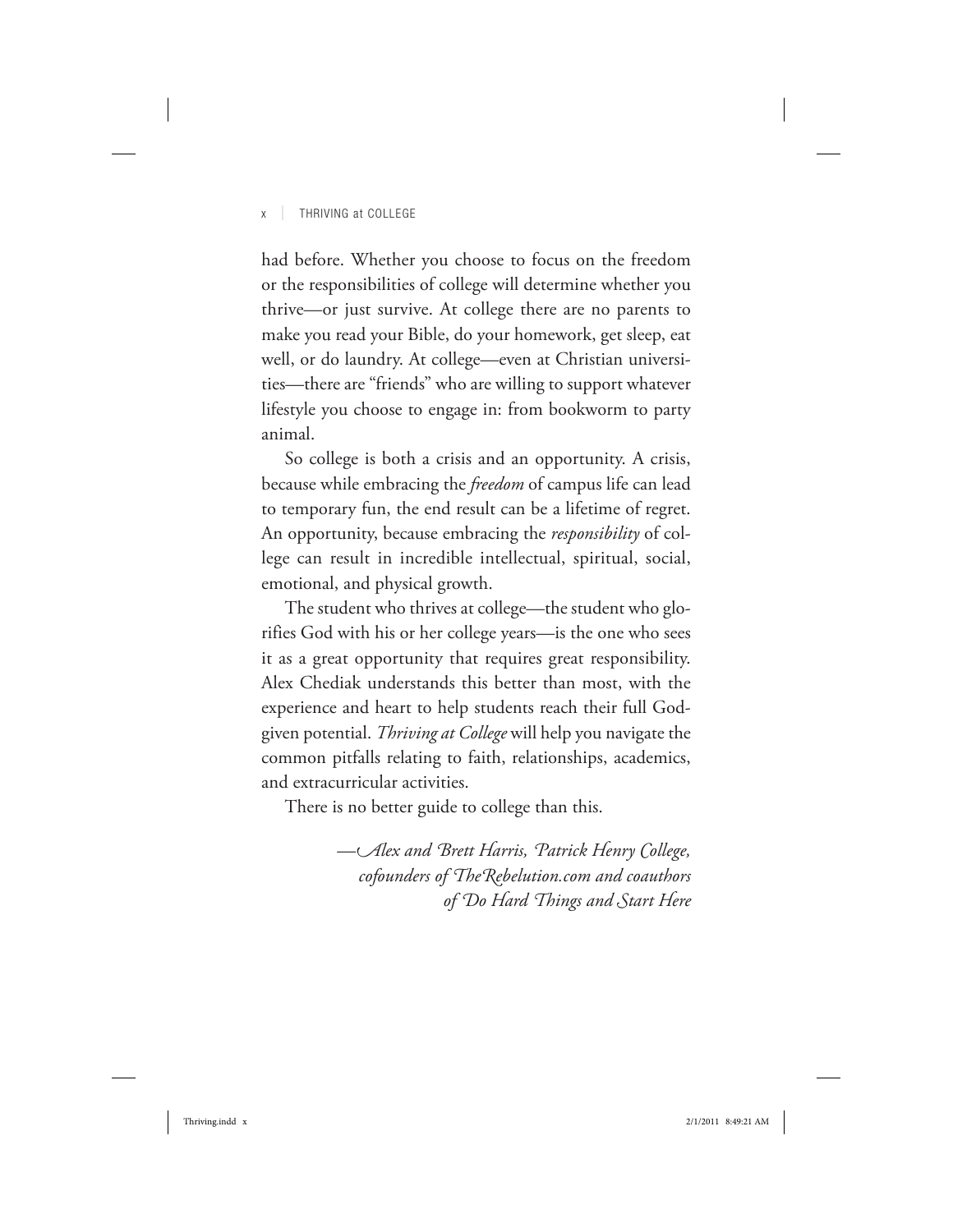had before. Whether you choose to focus on the freedom or the responsibilities of college will determine whether you thrive—or just survive. At college there are no parents to make you read your Bible, do your homework, get sleep, eat well, or do laundry. At college—even at Christian universities—there are "friends" who are willing to support whatever lifestyle you choose to engage in: from bookworm to party animal.

So college is both a crisis and an opportunity. A crisis, because while embracing the *freedom* of campus life can lead to temporary fun, the end result can be a lifetime of regret. An opportunity, because embracing the *responsibility* of college can result in incredible intellectual, spiritual, social, emotional, and physical growth.

The student who thrives at college—the student who glorifies God with his or her college years—is the one who sees it as a great opportunity that requires great responsibility. Alex Chediak understands this better than most, with the experience and heart to help students reach their full God-given potential. *Thriving at College* will help you navigate the common pitfalls relating to faith, relationships, academics, and extracurricular activities.

There is no better guide to college than this.

*—Alex and Brett Harris, Patrick Henry College, cofounders of TheRebelution.com and coauthors of Do Hard Things and Start Here*